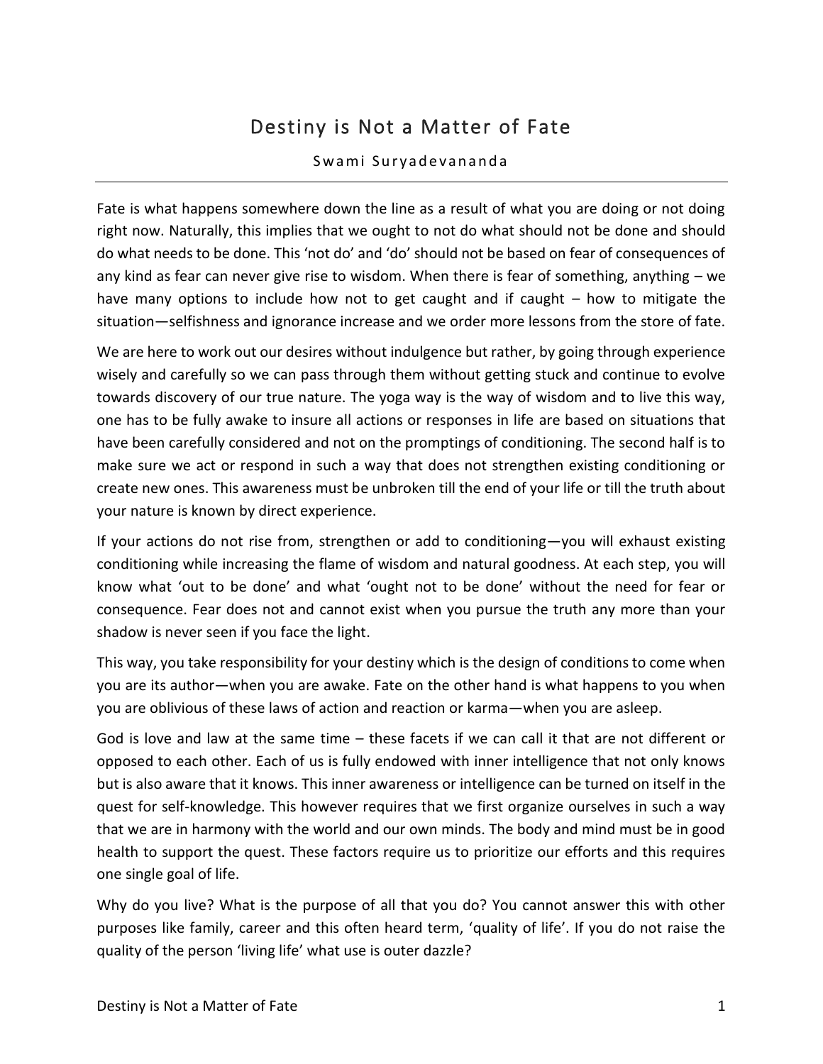# Destiny is Not a Matter of Fate

Swami Suryadevananda

---

Fate is what happens somewhere down the line as a result of what you are doing or not doing right now. Naturally, this implies that we ought to not do what should not be done and should do what needs to be done. This 'not do' and 'do' should not be based on fear of consequences of any kind as fear can never give rise to wisdom. When there is fear of something, anything – we have many options to include how not to get caught and if caught – how to mitigate the situation—selfishness and ignorance increase and we order more lessons from the store of fate.

We are here to work out our desires without indulgence but rather, by going through experience wisely and carefully so we can pass through them without getting stuck and continue to evolve towards discovery of our true nature. The yoga way is the way of wisdom and to live this way, one has to be fully awake to insure all actions or responses in life are based on situations that have been carefully considered and not on the promptings of conditioning. The second half is to make sure we act or respond in such a way that does not strengthen existing conditioning or create new ones. This awareness must be unbroken till the end of your life or till the truth about your nature is known by direct experience.

If your actions do not rise from, strengthen or add to conditioning—you will exhaust existing conditioning while increasing the flame of wisdom and natural goodness. At each step, you will know what 'out to be done' and what 'ought not to be done' without the need for fear or consequence. Fear does not and cannot exist when you pursue the truth any more than your shadow is never seen if you face the light.

This way, you take responsibility for your destiny which is the design of conditions to come when you are its author—when you are awake. Fate on the other hand is what happens to you when you are oblivious of these laws of action and reaction or karma—when you are asleep.

God is love and law at the same time – these facets if we can call it that are not different or opposed to each other. Each of us is fully endowed with inner intelligence that not only knows but is also aware that it knows. This inner awareness or intelligence can be turned on itself in the quest for self-knowledge. This however requires that we first organize ourselves in such a way that we are in harmony with the world and our own minds. The body and mind must be in good health to support the quest. These factors require us to prioritize our efforts and this requires one single goal of life.

Why do you live? What is the purpose of all that you do? You cannot answer this with other purposes like family, career and this often heard term, 'quality of life'. If you do not raise the quality of the person 'living life' what use is outer dazzle?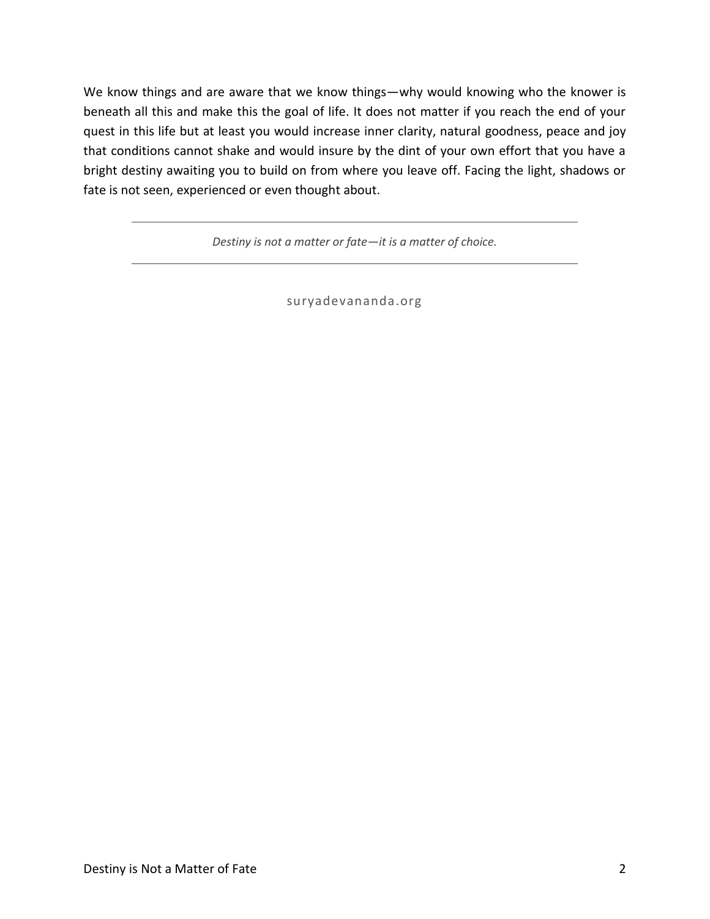We know things and are aware that we know things—why would knowing who the knower is beneath all this and make this the goal of life. It does not matter if you reach the end of your quest in this life but at least you would increase inner clarity, natural goodness, peace and joy that conditions cannot shake and would insure by the dint of your own effort that you have a bright destiny awaiting you to build on from where you leave off. Facing the light, shadows or fate is not seen, experienced or even thought about.

---

*Destiny is not a matter or fate—it is a matter of choice.*

---

suryadevananda.org